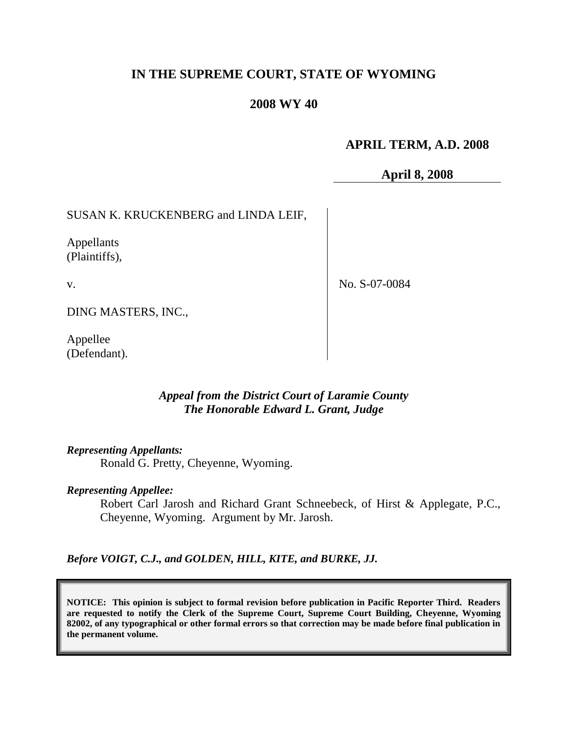# IN THE SUPREME COURT, STATE OF WYOMING

## 2008 WY 40

**APRIL TERM, A.D. 2008**

**April 8, 2008**

SUSAN K. KRUCKENBERG and LINDA LEIF,

Appellants
(Plaintiffs),

v.

DING MASTERS, INC.,

Appellee
(Defendant).

No. S-07-0084

***Appeal from the District Court of Laramie County***
***The Honorable Edward L. Grant, Judge***

***Representing Appellants:***
Ronald G. Pretty, Cheyenne, Wyoming.

***Representing Appellee:***
Robert Carl Jarosh and Richard Grant Schneebeck, of Hirst & Applegate, P.C., Cheyenne, Wyoming. Argument by Mr. Jarosh.

***Before VOIGT, C.J., and GOLDEN, HILL, KITE, and BURKE, JJ.***

**NOTICE: This opinion is subject to formal revision before publication in Pacific Reporter Third. Readers are requested to notify the Clerk of the Supreme Court, Supreme Court Building, Cheyenne, Wyoming 82002, of any typographical or other formal errors so that correction may be made before final publication in the permanent volume.**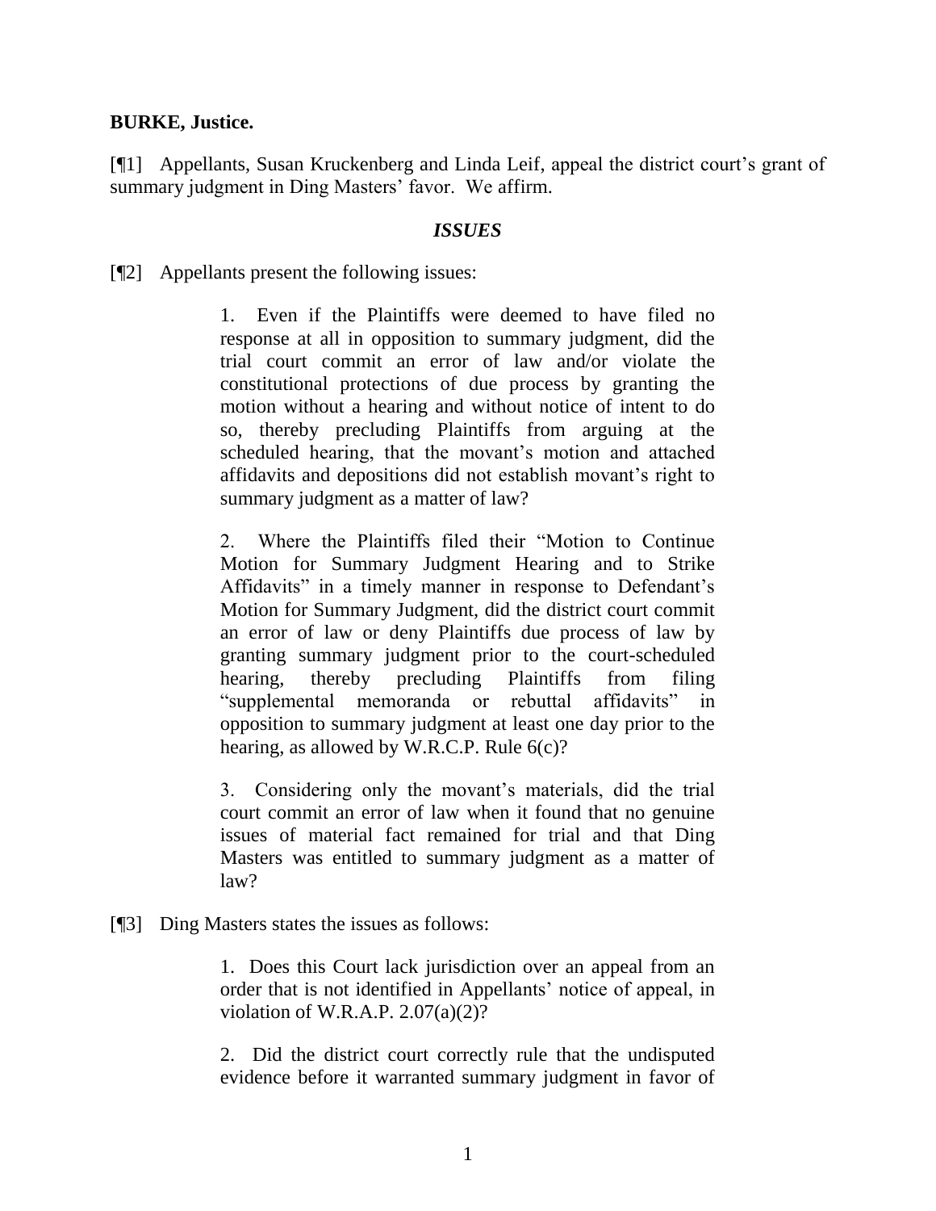**BURKE, Justice.**

[¶1] Appellants, Susan Kruckenberg and Linda Leif, appeal the district court's grant of summary judgment in Ding Masters' favor. We affirm.

### *ISSUES*

[¶2] Appellants present the following issues:

> 1. Even if the Plaintiffs were deemed to have filed no response at all in opposition to summary judgment, did the trial court commit an error of law and/or violate the constitutional protections of due process by granting the motion without a hearing and without notice of intent to do so, thereby precluding Plaintiffs from arguing at the scheduled hearing, that the movant's motion and attached affidavits and depositions did not establish movant's right to summary judgment as a matter of law?
>
> 2. Where the Plaintiffs filed their "Motion to Continue Motion for Summary Judgment Hearing and to Strike Affidavits" in a timely manner in response to Defendant's Motion for Summary Judgment, did the district court commit an error of law or deny Plaintiffs due process of law by granting summary judgment prior to the court-scheduled hearing, thereby precluding Plaintiffs from filing "supplemental memoranda or rebuttal affidavits" in opposition to summary judgment at least one day prior to the hearing, as allowed by W.R.C.P. Rule 6(c)?
>
> 3. Considering only the movant's materials, did the trial court commit an error of law when it found that no genuine issues of material fact remained for trial and that Ding Masters was entitled to summary judgment as a matter of law?

[¶3] Ding Masters states the issues as follows:

> 1. Does this Court lack jurisdiction over an appeal from an order that is not identified in Appellants' notice of appeal, in violation of W.R.A.P. 2.07(a)(2)?
>
> 2. Did the district court correctly rule that the undisputed evidence before it warranted summary judgment in favor of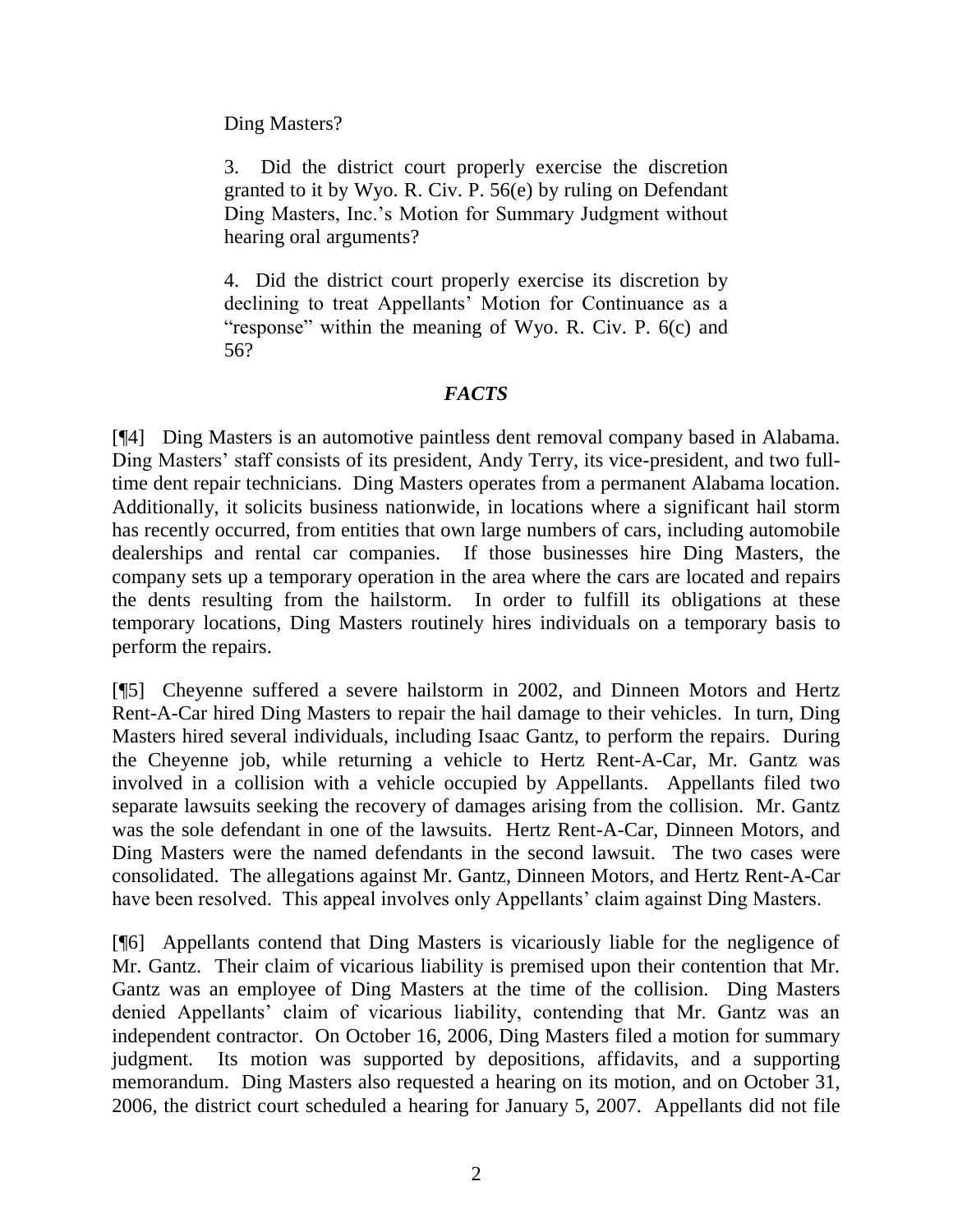Ding Masters?

3. Did the district court properly exercise the discretion granted to it by Wyo. R. Civ. P. 56(e) by ruling on Defendant Ding Masters, Inc.'s Motion for Summary Judgment without hearing oral arguments?

4. Did the district court properly exercise its discretion by declining to treat Appellants' Motion for Continuance as a "response" within the meaning of Wyo. R. Civ. P. 6(c) and 56?

## *FACTS*

[¶4] Ding Masters is an automotive paintless dent removal company based in Alabama. Ding Masters' staff consists of its president, Andy Terry, its vice-president, and two full-time dent repair technicians. Ding Masters operates from a permanent Alabama location. Additionally, it solicits business nationwide, in locations where a significant hail storm has recently occurred, from entities that own large numbers of cars, including automobile dealerships and rental car companies. If those businesses hire Ding Masters, the company sets up a temporary operation in the area where the cars are located and repairs the dents resulting from the hailstorm. In order to fulfill its obligations at these temporary locations, Ding Masters routinely hires individuals on a temporary basis to perform the repairs.

[¶5] Cheyenne suffered a severe hailstorm in 2002, and Dinneen Motors and Hertz Rent-A-Car hired Ding Masters to repair the hail damage to their vehicles. In turn, Ding Masters hired several individuals, including Isaac Gantz, to perform the repairs. During the Cheyenne job, while returning a vehicle to Hertz Rent-A-Car, Mr. Gantz was involved in a collision with a vehicle occupied by Appellants. Appellants filed two separate lawsuits seeking the recovery of damages arising from the collision. Mr. Gantz was the sole defendant in one of the lawsuits. Hertz Rent-A-Car, Dinneen Motors, and Ding Masters were the named defendants in the second lawsuit. The two cases were consolidated. The allegations against Mr. Gantz, Dinneen Motors, and Hertz Rent-A-Car have been resolved. This appeal involves only Appellants' claim against Ding Masters.

[¶6] Appellants contend that Ding Masters is vicariously liable for the negligence of Mr. Gantz. Their claim of vicarious liability is premised upon their contention that Mr. Gantz was an employee of Ding Masters at the time of the collision. Ding Masters denied Appellants' claim of vicarious liability, contending that Mr. Gantz was an independent contractor. On October 16, 2006, Ding Masters filed a motion for summary judgment. Its motion was supported by depositions, affidavits, and a supporting memorandum. Ding Masters also requested a hearing on its motion, and on October 31, 2006, the district court scheduled a hearing for January 5, 2007. Appellants did not file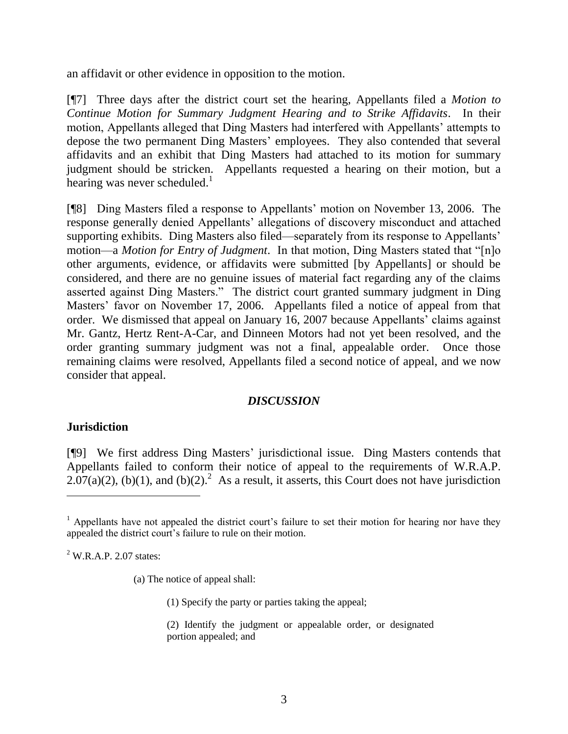an affidavit or other evidence in opposition to the motion.

[¶7] Three days after the district court set the hearing, Appellants filed a *Motion to Continue Motion for Summary Judgment Hearing and to Strike Affidavits*. In their motion, Appellants alleged that Ding Masters had interfered with Appellants' attempts to depose the two permanent Ding Masters' employees. They also contended that several affidavits and an exhibit that Ding Masters had attached to its motion for summary judgment should be stricken. Appellants requested a hearing on their motion, but a hearing was never scheduled.[1]

[¶8] Ding Masters filed a response to Appellants' motion on November 13, 2006. The response generally denied Appellants' allegations of discovery misconduct and attached supporting exhibits. Ding Masters also filed—separately from its response to Appellants' motion—a *Motion for Entry of Judgment*. In that motion, Ding Masters stated that "[n]o other arguments, evidence, or affidavits were submitted [by Appellants] or should be considered, and there are no genuine issues of material fact regarding any of the claims asserted against Ding Masters." The district court granted summary judgment in Ding Masters' favor on November 17, 2006. Appellants filed a notice of appeal from that order. We dismissed that appeal on January 16, 2007 because Appellants' claims against Mr. Gantz, Hertz Rent-A-Car, and Dinneen Motors had not yet been resolved, and the order granting summary judgment was not a final, appealable order. Once those remaining claims were resolved, Appellants filed a second notice of appeal, and we now consider that appeal.

## *DISCUSSION*

### Jurisdiction

[¶9] We first address Ding Masters' jurisdictional issue. Ding Masters contends that Appellants failed to conform their notice of appeal to the requirements of W.R.A.P. 2.07(a)(2), (b)(1), and (b)(2).[2] As a result, it asserts, this Court does not have jurisdiction

---

[1] Appellants have not appealed the district court's failure to set their motion for hearing nor have they appealed the district court's failure to rule on their motion.

[2] W.R.A.P. 2.07 states:

> (a) The notice of appeal shall:
>
> > (1) Specify the party or parties taking the appeal;
> >
> > (2) Identify the judgment or appealable order, or designated portion appealed; and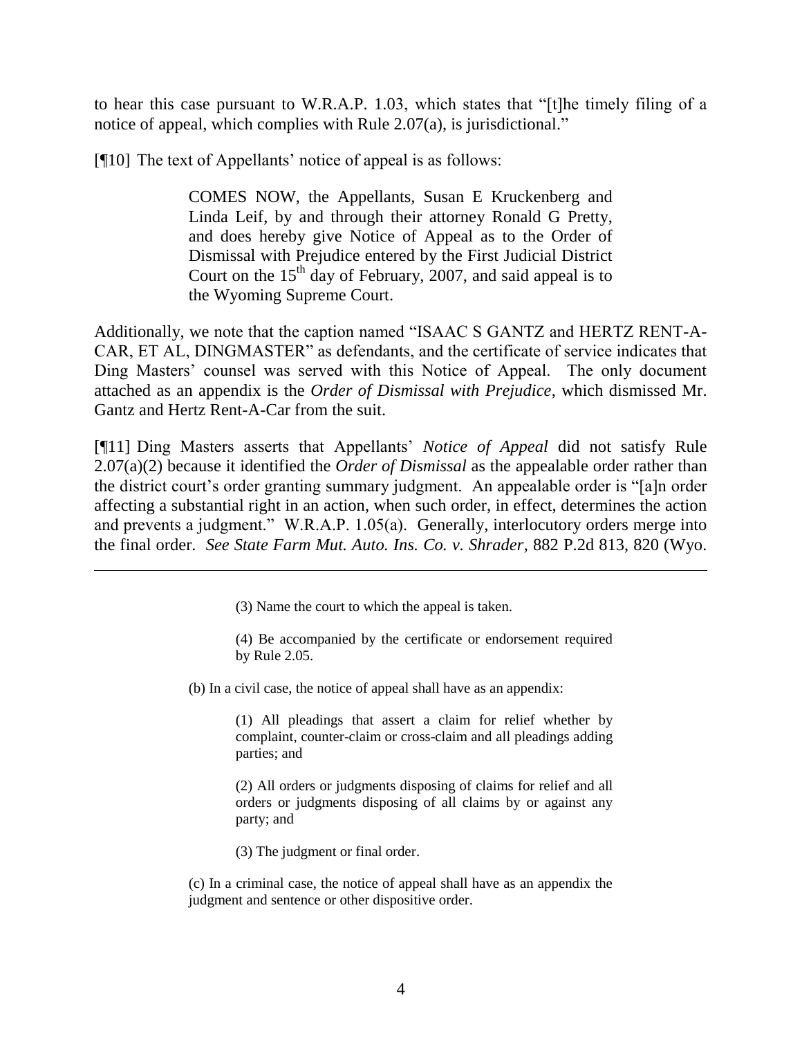to hear this case pursuant to W.R.A.P. 1.03, which states that "[t]he timely filing of a notice of appeal, which complies with Rule 2.07(a), is jurisdictional."

[¶10] The text of Appellants' notice of appeal is as follows:

> COMES NOW, the Appellants, Susan E Kruckenberg and Linda Leif, by and through their attorney Ronald G Pretty, and does hereby give Notice of Appeal as to the Order of Dismissal with Prejudice entered by the First Judicial District Court on the 15th day of February, 2007, and said appeal is to the Wyoming Supreme Court.

Additionally, we note that the caption named "ISAAC S GANTZ and HERTZ RENT-A-CAR, ET AL, DINGMASTER" as defendants, and the certificate of service indicates that Ding Masters' counsel was served with this Notice of Appeal. The only document attached as an appendix is the *Order of Dismissal with Prejudice*, which dismissed Mr. Gantz and Hertz Rent-A-Car from the suit.

[¶11] Ding Masters asserts that Appellants' *Notice of Appeal* did not satisfy Rule 2.07(a)(2) because it identified the *Order of Dismissal* as the appealable order rather than the district court's order granting summary judgment. An appealable order is "[a]n order affecting a substantial right in an action, when such order, in effect, determines the action and prevents a judgment." W.R.A.P. 1.05(a). Generally, interlocutory orders merge into the final order. *See State Farm Mut. Auto. Ins. Co. v. Shrader*, 882 P.2d 813, 820 (Wyo.

---

> (3) Name the court to which the appeal is taken.
>
> (4) Be accompanied by the certificate or endorsement required by Rule 2.05.
>
> (b) In a civil case, the notice of appeal shall have as an appendix:
>
> (1) All pleadings that assert a claim for relief whether by complaint, counter-claim or cross-claim and all pleadings adding parties; and
>
> (2) All orders or judgments disposing of claims for relief and all orders or judgments disposing of all claims by or against any party; and
>
> (3) The judgment or final order.
>
> (c) In a criminal case, the notice of appeal shall have as an appendix the judgment and sentence or other dispositive order.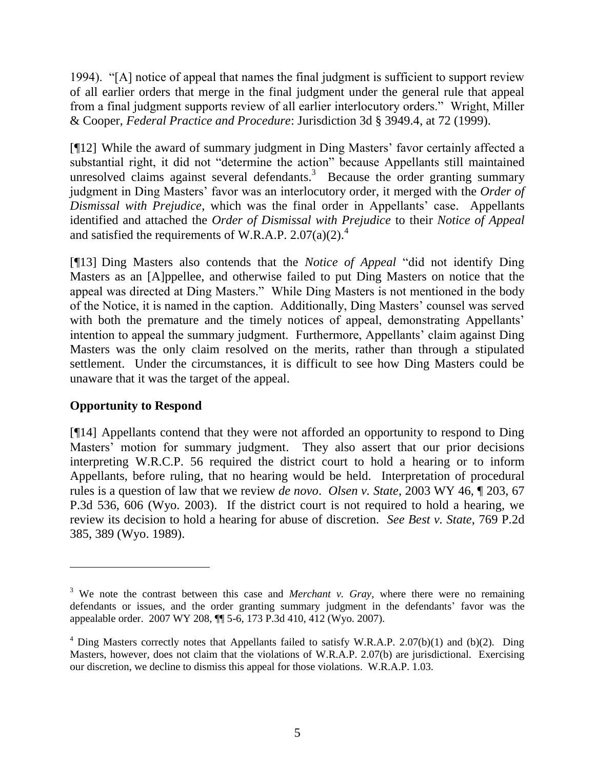1994). "[A] notice of appeal that names the final judgment is sufficient to support review of all earlier orders that merge in the final judgment under the general rule that appeal from a final judgment supports review of all earlier interlocutory orders." Wright, Miller & Cooper, *Federal Practice and Procedure*: Jurisdiction 3d § 3949.4, at 72 (1999).

[¶12] While the award of summary judgment in Ding Masters' favor certainly affected a substantial right, it did not "determine the action" because Appellants still maintained unresolved claims against several defendants.[3] Because the order granting summary judgment in Ding Masters' favor was an interlocutory order, it merged with the *Order of Dismissal with Prejudice*, which was the final order in Appellants' case. Appellants identified and attached the *Order of Dismissal with Prejudice* to their *Notice of Appeal* and satisfied the requirements of W.R.A.P. 2.07(a)(2).[4]

[¶13] Ding Masters also contends that the *Notice of Appeal* "did not identify Ding Masters as an [A]ppellee, and otherwise failed to put Ding Masters on notice that the appeal was directed at Ding Masters." While Ding Masters is not mentioned in the body of the Notice, it is named in the caption. Additionally, Ding Masters' counsel was served with both the premature and the timely notices of appeal, demonstrating Appellants' intention to appeal the summary judgment. Furthermore, Appellants' claim against Ding Masters was the only claim resolved on the merits, rather than through a stipulated settlement. Under the circumstances, it is difficult to see how Ding Masters could be unaware that it was the target of the appeal.

## Opportunity to Respond

[¶14] Appellants contend that they were not afforded an opportunity to respond to Ding Masters' motion for summary judgment. They also assert that our prior decisions interpreting W.R.C.P. 56 required the district court to hold a hearing or to inform Appellants, before ruling, that no hearing would be held. Interpretation of procedural rules is a question of law that we review *de novo*. *Olsen v. State*, 2003 WY 46, ¶ 203, 67 P.3d 536, 606 (Wyo. 2003). If the district court is not required to hold a hearing, we review its decision to hold a hearing for abuse of discretion. *See Best v. State*, 769 P.2d 385, 389 (Wyo. 1989).

---

[3] We note the contrast between this case and *Merchant v. Gray*, where there were no remaining defendants or issues, and the order granting summary judgment in the defendants' favor was the appealable order. 2007 WY 208, ¶¶ 5-6, 173 P.3d 410, 412 (Wyo. 2007).

[4] Ding Masters correctly notes that Appellants failed to satisfy W.R.A.P. 2.07(b)(1) and (b)(2). Ding Masters, however, does not claim that the violations of W.R.A.P. 2.07(b) are jurisdictional. Exercising our discretion, we decline to dismiss this appeal for those violations. W.R.A.P. 1.03.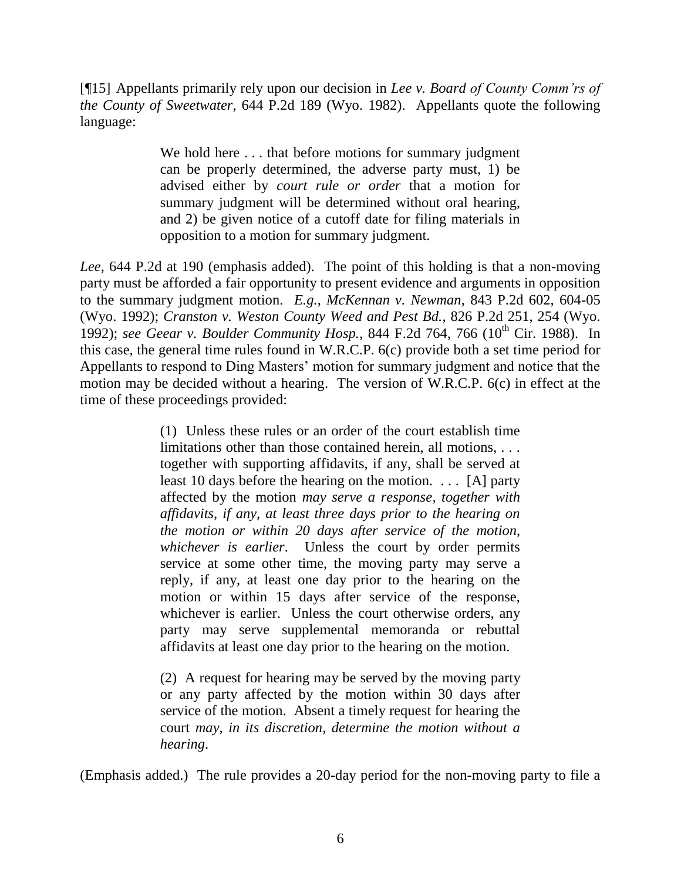[¶15] Appellants primarily rely upon our decision in *Lee v. Board of County Comm'rs of the County of Sweetwater*, 644 P.2d 189 (Wyo. 1982). Appellants quote the following language:

> We hold here . . . that before motions for summary judgment can be properly determined, the adverse party must, 1) be advised either by *court rule or order* that a motion for summary judgment will be determined without oral hearing, and 2) be given notice of a cutoff date for filing materials in opposition to a motion for summary judgment.

*Lee*, 644 P.2d at 190 (emphasis added). The point of this holding is that a non-moving party must be afforded a fair opportunity to present evidence and arguments in opposition to the summary judgment motion. *E.g.*, *McKennan v. Newman*, 843 P.2d 602, 604-05 (Wyo. 1992); *Cranston v. Weston County Weed and Pest Bd.*, 826 P.2d 251, 254 (Wyo. 1992); *see Geear v. Boulder Community Hosp.*, 844 F.2d 764, 766 (10th Cir. 1988). In this case, the general time rules found in W.R.C.P. 6(c) provide both a set time period for Appellants to respond to Ding Masters' motion for summary judgment and notice that the motion may be decided without a hearing. The version of W.R.C.P. 6(c) in effect at the time of these proceedings provided:

> (1) Unless these rules or an order of the court establish time limitations other than those contained herein, all motions, . . . together with supporting affidavits, if any, shall be served at least 10 days before the hearing on the motion. . . . [A] party affected by the motion *may serve a response, together with affidavits, if any, at least three days prior to the hearing on the motion or within 20 days after service of the motion, whichever is earlier*. Unless the court by order permits service at some other time, the moving party may serve a reply, if any, at least one day prior to the hearing on the motion or within 15 days after service of the response, whichever is earlier. Unless the court otherwise orders, any party may serve supplemental memoranda or rebuttal affidavits at least one day prior to the hearing on the motion.
>
> (2) A request for hearing may be served by the moving party or any party affected by the motion within 30 days after service of the motion. Absent a timely request for hearing the court *may, in its discretion, determine the motion without a hearing*.

(Emphasis added.) The rule provides a 20-day period for the non-moving party to file a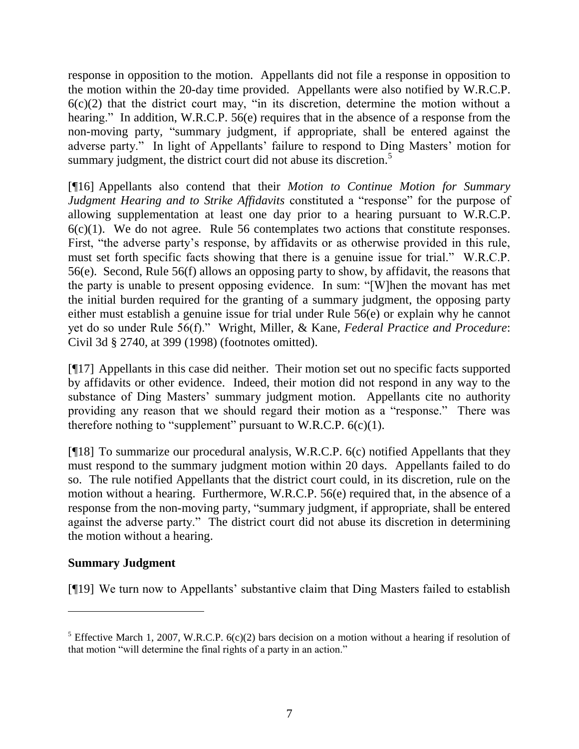response in opposition to the motion. Appellants did not file a response in opposition to the motion within the 20-day time provided. Appellants were also notified by W.R.C.P. 6(c)(2) that the district court may, "in its discretion, determine the motion without a hearing." In addition, W.R.C.P. 56(e) requires that in the absence of a response from the non-moving party, "summary judgment, if appropriate, shall be entered against the adverse party." In light of Appellants' failure to respond to Ding Masters' motion for summary judgment, the district court did not abuse its discretion.[5]

[¶16] Appellants also contend that their *Motion to Continue Motion for Summary Judgment Hearing and to Strike Affidavits* constituted a "response" for the purpose of allowing supplementation at least one day prior to a hearing pursuant to W.R.C.P. 6(c)(1). We do not agree. Rule 56 contemplates two actions that constitute responses. First, "the adverse party's response, by affidavits or as otherwise provided in this rule, must set forth specific facts showing that there is a genuine issue for trial." W.R.C.P. 56(e). Second, Rule 56(f) allows an opposing party to show, by affidavit, the reasons that the party is unable to present opposing evidence. In sum: "[W]hen the movant has met the initial burden required for the granting of a summary judgment, the opposing party either must establish a genuine issue for trial under Rule 56(e) or explain why he cannot yet do so under Rule 56(f)." Wright, Miller, & Kane, *Federal Practice and Procedure*: Civil 3d § 2740, at 399 (1998) (footnotes omitted).

[¶17] Appellants in this case did neither. Their motion set out no specific facts supported by affidavits or other evidence. Indeed, their motion did not respond in any way to the substance of Ding Masters' summary judgment motion. Appellants cite no authority providing any reason that we should regard their motion as a "response." There was therefore nothing to "supplement" pursuant to W.R.C.P. 6(c)(1).

[¶18] To summarize our procedural analysis, W.R.C.P. 6(c) notified Appellants that they must respond to the summary judgment motion within 20 days. Appellants failed to do so. The rule notified Appellants that the district court could, in its discretion, rule on the motion without a hearing. Furthermore, W.R.C.P. 56(e) required that, in the absence of a response from the non-moving party, "summary judgment, if appropriate, shall be entered against the adverse party." The district court did not abuse its discretion in determining the motion without a hearing.

**Summary Judgment**

[¶19] We turn now to Appellants' substantive claim that Ding Masters failed to establish

---

[5] Effective March 1, 2007, W.R.C.P. 6(c)(2) bars decision on a motion without a hearing if resolution of that motion "will determine the final rights of a party in an action."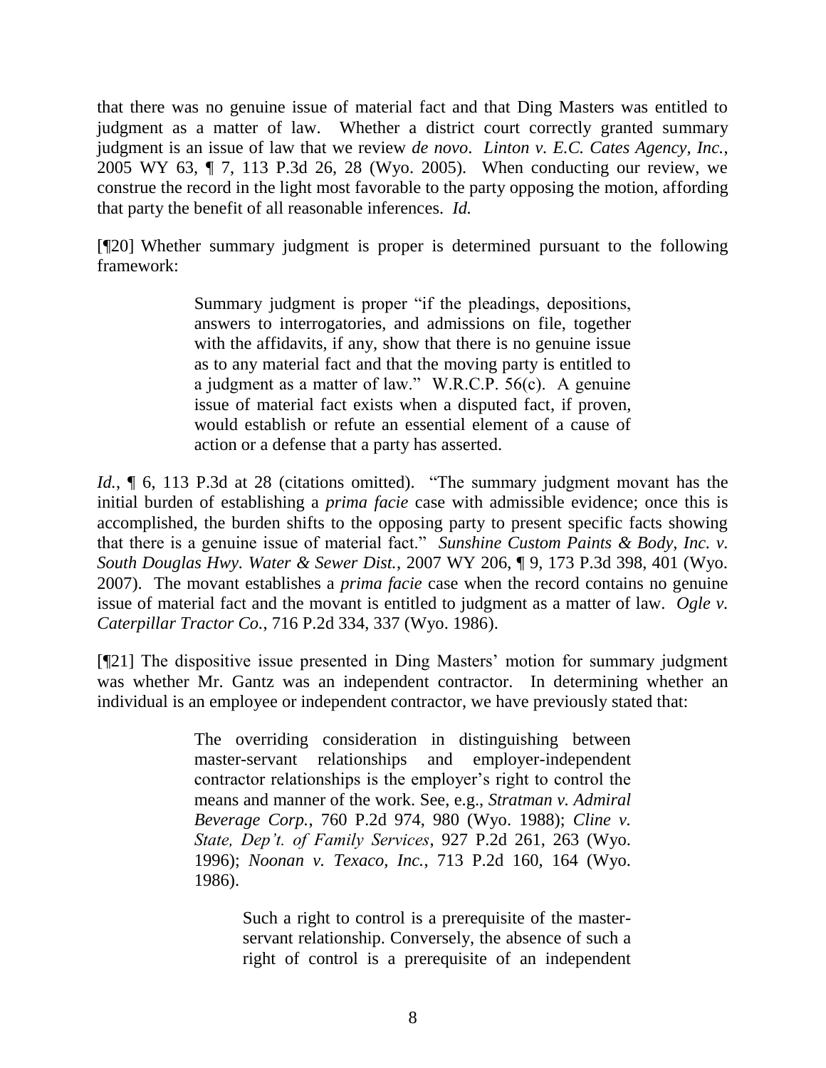that there was no genuine issue of material fact and that Ding Masters was entitled to judgment as a matter of law. Whether a district court correctly granted summary judgment is an issue of law that we review *de novo*. *Linton v. E.C. Cates Agency, Inc.*, 2005 WY 63, ¶ 7, 113 P.3d 26, 28 (Wyo. 2005). When conducting our review, we construe the record in the light most favorable to the party opposing the motion, affording that party the benefit of all reasonable inferences. *Id.*

[¶20] Whether summary judgment is proper is determined pursuant to the following framework:

> Summary judgment is proper "if the pleadings, depositions, answers to interrogatories, and admissions on file, together with the affidavits, if any, show that there is no genuine issue as to any material fact and that the moving party is entitled to a judgment as a matter of law." W.R.C.P. 56(c). A genuine issue of material fact exists when a disputed fact, if proven, would establish or refute an essential element of a cause of action or a defense that a party has asserted.

*Id.*, ¶ 6, 113 P.3d at 28 (citations omitted). "The summary judgment movant has the initial burden of establishing a *prima facie* case with admissible evidence; once this is accomplished, the burden shifts to the opposing party to present specific facts showing that there is a genuine issue of material fact." *Sunshine Custom Paints & Body, Inc. v. South Douglas Hwy. Water & Sewer Dist.*, 2007 WY 206, ¶ 9, 173 P.3d 398, 401 (Wyo. 2007). The movant establishes a *prima facie* case when the record contains no genuine issue of material fact and the movant is entitled to judgment as a matter of law. *Ogle v. Caterpillar Tractor Co.*, 716 P.2d 334, 337 (Wyo. 1986).

[¶21] The dispositive issue presented in Ding Masters' motion for summary judgment was whether Mr. Gantz was an independent contractor. In determining whether an individual is an employee or independent contractor, we have previously stated that:

> The overriding consideration in distinguishing between master-servant relationships and employer-independent contractor relationships is the employer's right to control the means and manner of the work. See, e.g., *Stratman v. Admiral Beverage Corp.*, 760 P.2d 974, 980 (Wyo. 1988); *Cline v. State, Dep't. of Family Services*, 927 P.2d 261, 263 (Wyo. 1996); *Noonan v. Texaco, Inc.*, 713 P.2d 160, 164 (Wyo. 1986).
>
> > Such a right to control is a prerequisite of the master-servant relationship. Conversely, the absence of such a right of control is a prerequisite of an independent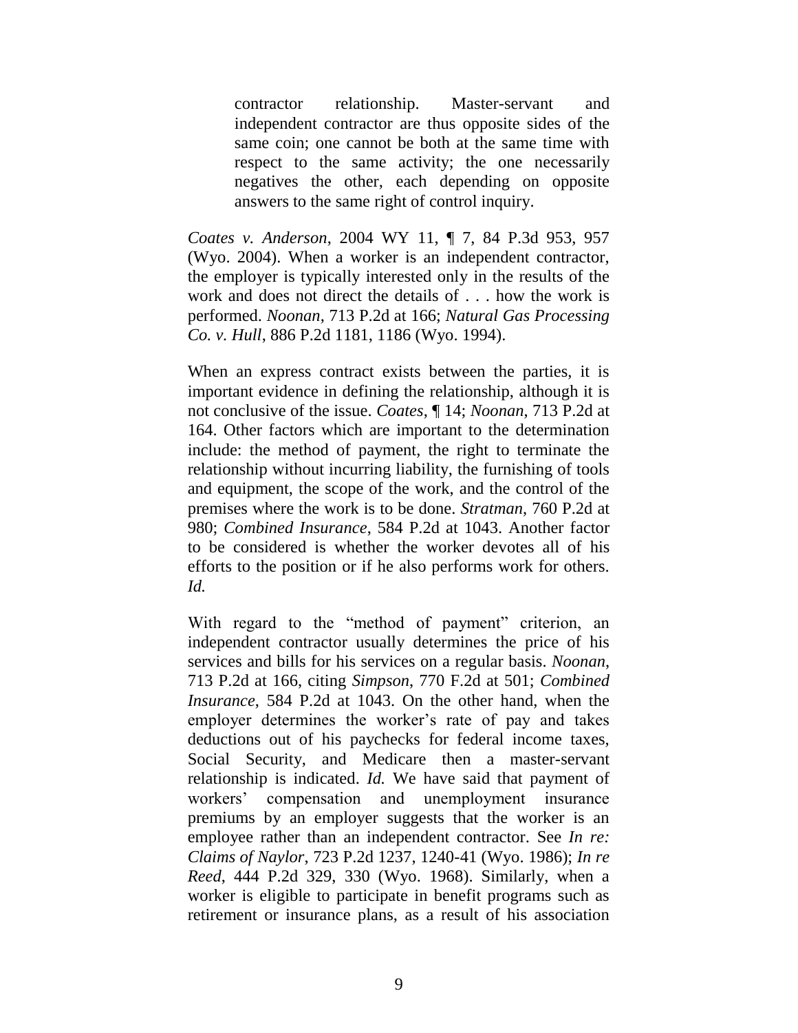> contractor relationship. Master-servant and independent contractor are thus opposite sides of the same coin; one cannot be both at the same time with respect to the same activity; the one necessarily negatives the other, each depending on opposite answers to the same right of control inquiry.

*Coates v. Anderson*, 2004 WY 11, ¶ 7, 84 P.3d 953, 957 (Wyo. 2004). When a worker is an independent contractor, the employer is typically interested only in the results of the work and does not direct the details of . . . how the work is performed. *Noonan*, 713 P.2d at 166; *Natural Gas Processing Co. v. Hull*, 886 P.2d 1181, 1186 (Wyo. 1994).

When an express contract exists between the parties, it is important evidence in defining the relationship, although it is not conclusive of the issue. *Coates*, ¶ 14; *Noonan*, 713 P.2d at 164. Other factors which are important to the determination include: the method of payment, the right to terminate the relationship without incurring liability, the furnishing of tools and equipment, the scope of the work, and the control of the premises where the work is to be done. *Stratman*, 760 P.2d at 980; *Combined Insurance*, 584 P.2d at 1043. Another factor to be considered is whether the worker devotes all of his efforts to the position or if he also performs work for others. *Id.*

With regard to the "method of payment" criterion, an independent contractor usually determines the price of his services and bills for his services on a regular basis. *Noonan*, 713 P.2d at 166, citing *Simpson*, 770 F.2d at 501; *Combined Insurance*, 584 P.2d at 1043. On the other hand, when the employer determines the worker's rate of pay and takes deductions out of his paychecks for federal income taxes, Social Security, and Medicare then a master-servant relationship is indicated. *Id.* We have said that payment of workers' compensation and unemployment insurance premiums by an employer suggests that the worker is an employee rather than an independent contractor. See *In re: Claims of Naylor*, 723 P.2d 1237, 1240-41 (Wyo. 1986); *In re Reed*, 444 P.2d 329, 330 (Wyo. 1968). Similarly, when a worker is eligible to participate in benefit programs such as retirement or insurance plans, as a result of his association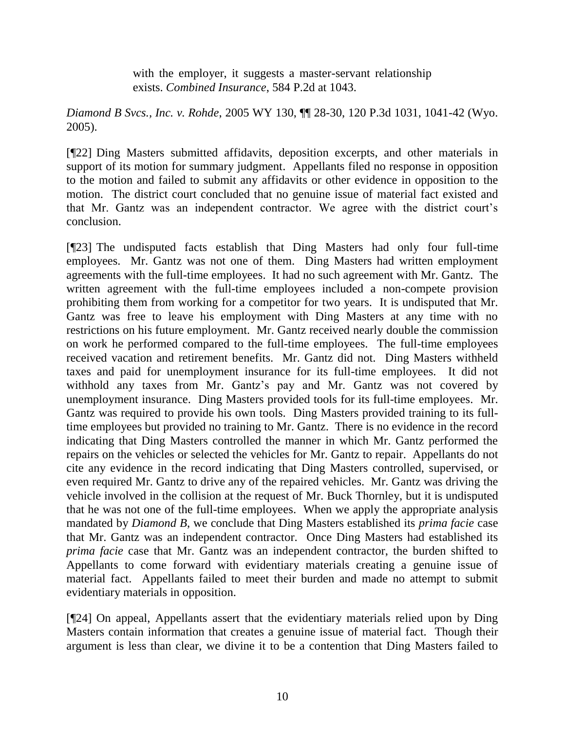> with the employer, it suggests a master-servant relationship exists. *Combined Insurance*, 584 P.2d at 1043.

*Diamond B Svcs., Inc. v. Rohde*, 2005 WY 130, ¶¶ 28-30, 120 P.3d 1031, 1041-42 (Wyo. 2005).

[¶22] Ding Masters submitted affidavits, deposition excerpts, and other materials in support of its motion for summary judgment. Appellants filed no response in opposition to the motion and failed to submit any affidavits or other evidence in opposition to the motion. The district court concluded that no genuine issue of material fact existed and that Mr. Gantz was an independent contractor. We agree with the district court's conclusion.

[¶23] The undisputed facts establish that Ding Masters had only four full-time employees. Mr. Gantz was not one of them. Ding Masters had written employment agreements with the full-time employees. It had no such agreement with Mr. Gantz. The written agreement with the full-time employees included a non-compete provision prohibiting them from working for a competitor for two years. It is undisputed that Mr. Gantz was free to leave his employment with Ding Masters at any time with no restrictions on his future employment. Mr. Gantz received nearly double the commission on work he performed compared to the full-time employees. The full-time employees received vacation and retirement benefits. Mr. Gantz did not. Ding Masters withheld taxes and paid for unemployment insurance for its full-time employees. It did not withhold any taxes from Mr. Gantz's pay and Mr. Gantz was not covered by unemployment insurance. Ding Masters provided tools for its full-time employees. Mr. Gantz was required to provide his own tools. Ding Masters provided training to its full-time employees but provided no training to Mr. Gantz. There is no evidence in the record indicating that Ding Masters controlled the manner in which Mr. Gantz performed the repairs on the vehicles or selected the vehicles for Mr. Gantz to repair. Appellants do not cite any evidence in the record indicating that Ding Masters controlled, supervised, or even required Mr. Gantz to drive any of the repaired vehicles. Mr. Gantz was driving the vehicle involved in the collision at the request of Mr. Buck Thornley, but it is undisputed that he was not one of the full-time employees. When we apply the appropriate analysis mandated by *Diamond B*, we conclude that Ding Masters established its *prima facie* case that Mr. Gantz was an independent contractor. Once Ding Masters had established its *prima facie* case that Mr. Gantz was an independent contractor, the burden shifted to Appellants to come forward with evidentiary materials creating a genuine issue of material fact. Appellants failed to meet their burden and made no attempt to submit evidentiary materials in opposition.

[¶24] On appeal, Appellants assert that the evidentiary materials relied upon by Ding Masters contain information that creates a genuine issue of material fact. Though their argument is less than clear, we divine it to be a contention that Ding Masters failed to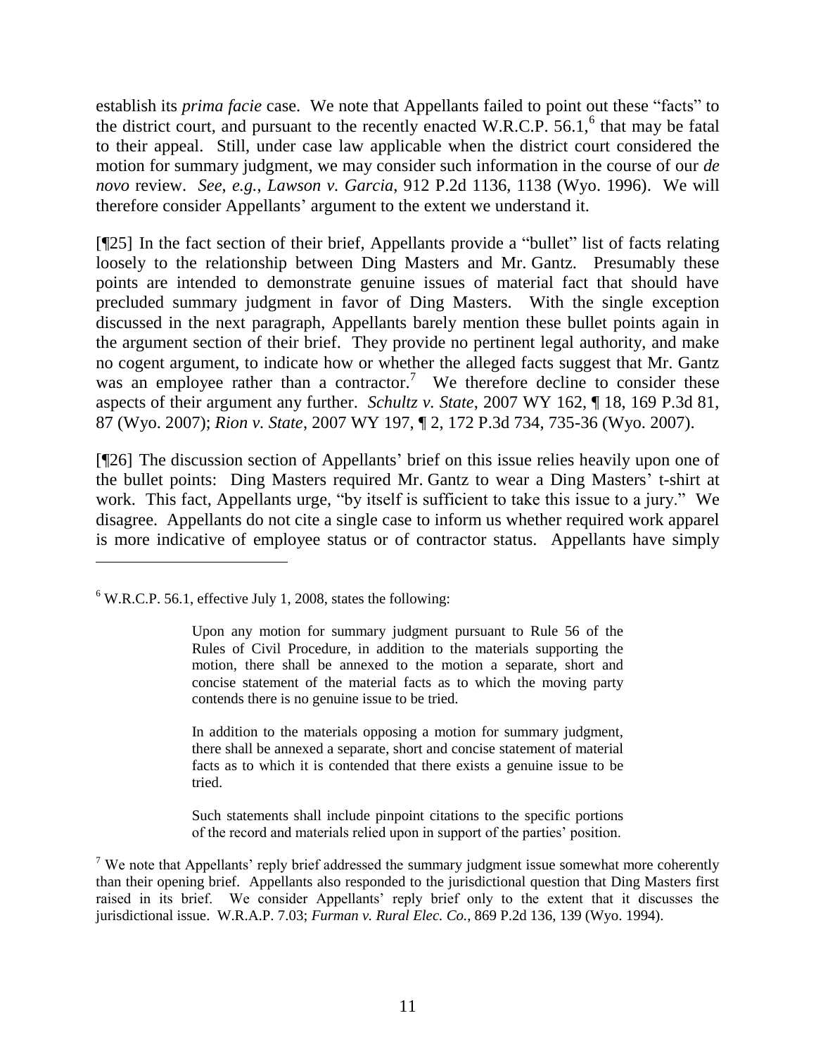establish its *prima facie* case. We note that Appellants failed to point out these "facts" to the district court, and pursuant to the recently enacted W.R.C.P. 56.1,[6] that may be fatal to their appeal. Still, under case law applicable when the district court considered the motion for summary judgment, we may consider such information in the course of our *de novo* review. *See, e.g.*, *Lawson v. Garcia*, 912 P.2d 1136, 1138 (Wyo. 1996). We will therefore consider Appellants' argument to the extent we understand it.

[¶25] In the fact section of their brief, Appellants provide a "bullet" list of facts relating loosely to the relationship between Ding Masters and Mr. Gantz. Presumably these points are intended to demonstrate genuine issues of material fact that should have precluded summary judgment in favor of Ding Masters. With the single exception discussed in the next paragraph, Appellants barely mention these bullet points again in the argument section of their brief. They provide no pertinent legal authority, and make no cogent argument, to indicate how or whether the alleged facts suggest that Mr. Gantz was an employee rather than a contractor.[7] We therefore decline to consider these aspects of their argument any further. *Schultz v. State*, 2007 WY 162, ¶ 18, 169 P.3d 81, 87 (Wyo. 2007); *Rion v. State*, 2007 WY 197, ¶ 2, 172 P.3d 734, 735-36 (Wyo. 2007).

[¶26] The discussion section of Appellants' brief on this issue relies heavily upon one of the bullet points: Ding Masters required Mr. Gantz to wear a Ding Masters' t-shirt at work. This fact, Appellants urge, "by itself is sufficient to take this issue to a jury." We disagree. Appellants do not cite a single case to inform us whether required work apparel is more indicative of employee status or of contractor status. Appellants have simply

---

[6] W.R.C.P. 56.1, effective July 1, 2008, states the following:

> Upon any motion for summary judgment pursuant to Rule 56 of the Rules of Civil Procedure, in addition to the materials supporting the motion, there shall be annexed to the motion a separate, short and concise statement of the material facts as to which the moving party contends there is no genuine issue to be tried.
>
> In addition to the materials opposing a motion for summary judgment, there shall be annexed a separate, short and concise statement of material facts as to which it is contended that there exists a genuine issue to be tried.
>
> Such statements shall include pinpoint citations to the specific portions of the record and materials relied upon in support of the parties' position.

[7] We note that Appellants' reply brief addressed the summary judgment issue somewhat more coherently than their opening brief. Appellants also responded to the jurisdictional question that Ding Masters first raised in its brief. We consider Appellants' reply brief only to the extent that it discusses the jurisdictional issue. W.R.A.P. 7.03; *Furman v. Rural Elec. Co.*, 869 P.2d 136, 139 (Wyo. 1994).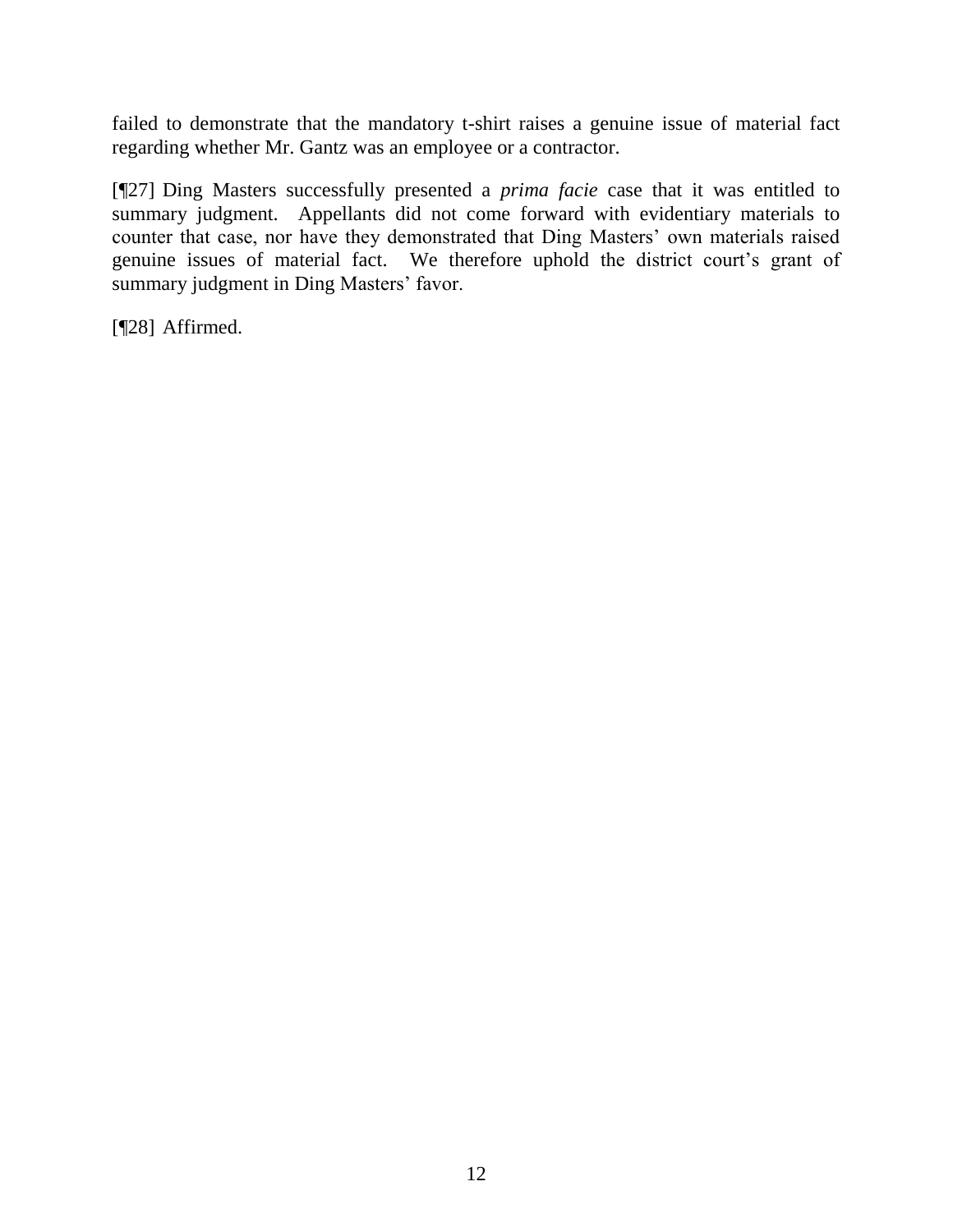failed to demonstrate that the mandatory t-shirt raises a genuine issue of material fact regarding whether Mr. Gantz was an employee or a contractor.

[¶27] Ding Masters successfully presented a *prima facie* case that it was entitled to summary judgment. Appellants did not come forward with evidentiary materials to counter that case, nor have they demonstrated that Ding Masters' own materials raised genuine issues of material fact. We therefore uphold the district court's grant of summary judgment in Ding Masters' favor.

[¶28] Affirmed.